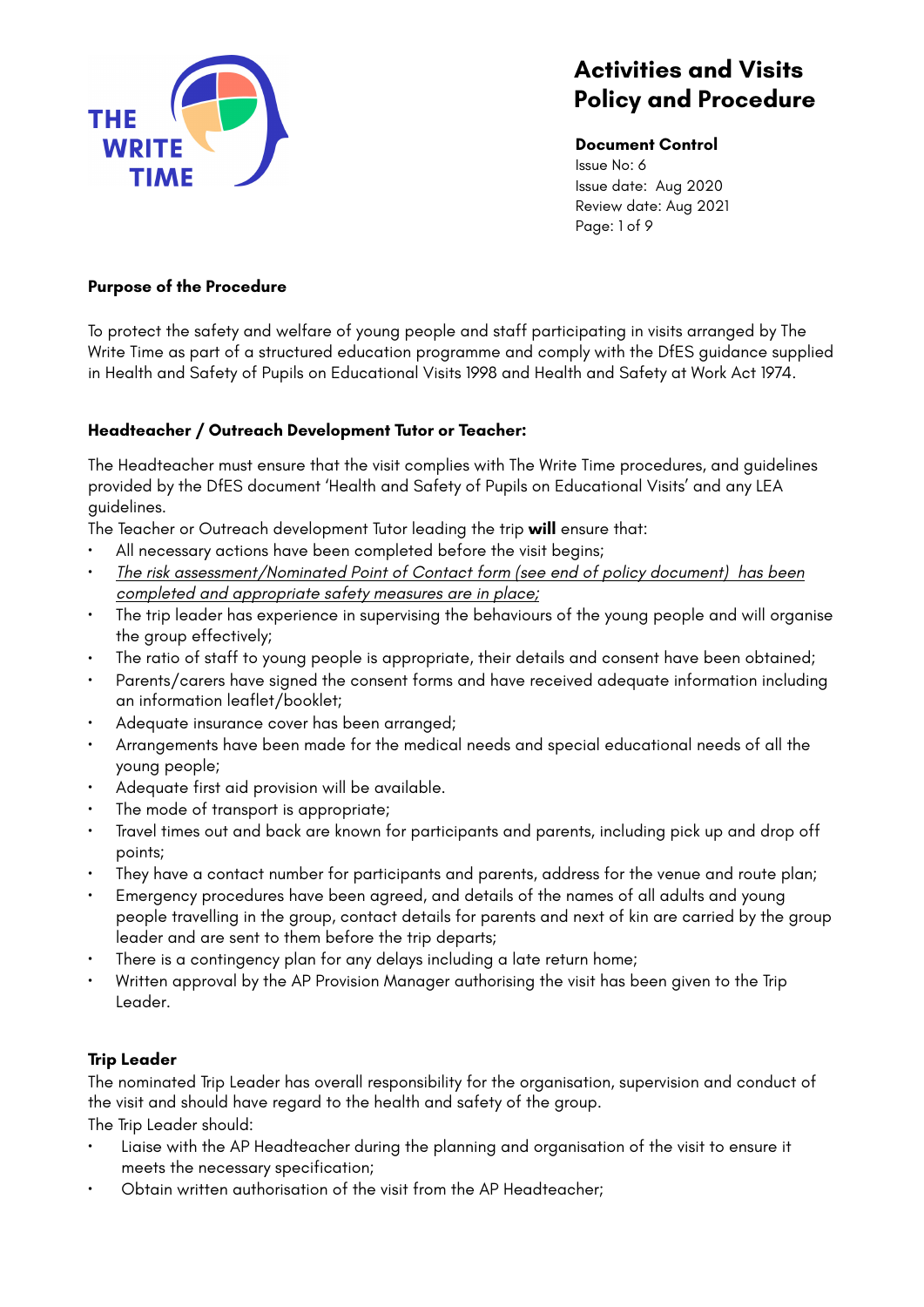# Activities and Visits Policy and Procedure

**Document Control**
Issue No: 6
Issue date: Aug 2020
Review date: Aug 2021

**Purpose of the Procedure**

To protect the safety and welfare of young people and staff participating in visits arranged by The Write Time as part of a structured education programme and comply with the DfES guidance supplied in Health and Safety of Pupils on Educational Visits 1998 and Health and Safety at Work Act 1974.

**Headteacher / Outreach Development Tutor or Teacher:**

The Headteacher must ensure that the visit complies with The Write Time procedures, and guidelines provided by the DfES document 'Health and Safety of Pupils on Educational Visits' and any LEA guidelines.

The Teacher or Outreach development Tutor leading the trip **will** ensure that:

- All necessary actions have been completed before the visit begins;
- *The risk assessment/Nominated Point of Contact form (see end of policy document) has been completed and appropriate safety measures are in place;*
- The trip leader has experience in supervising the behaviours of the young people and will organise the group effectively;
- The ratio of staff to young people is appropriate, their details and consent have been obtained;
- Parents/carers have signed the consent forms and have received adequate information including an information leaflet/booklet;
- Adequate insurance cover has been arranged;
- Arrangements have been made for the medical needs and special educational needs of all the young people;
- Adequate first aid provision will be available.
- The mode of transport is appropriate;
- Travel times out and back are known for participants and parents, including pick up and drop off points;
- They have a contact number for participants and parents, address for the venue and route plan;
- Emergency procedures have been agreed, and details of the names of all adults and young people travelling in the group, contact details for parents and next of kin are carried by the group leader and are sent to them before the trip departs;
- There is a contingency plan for any delays including a late return home;
- Written approval by the AP Provision Manager authorising the visit has been given to the Trip Leader.

**Trip Leader**

The nominated Trip Leader has overall responsibility for the organisation, supervision and conduct of the visit and should have regard to the health and safety of the group.

The Trip Leader should:

- Liaise with the AP Headteacher during the planning and organisation of the visit to ensure it meets the necessary specification;
- Obtain written authorisation of the visit from the AP Headteacher;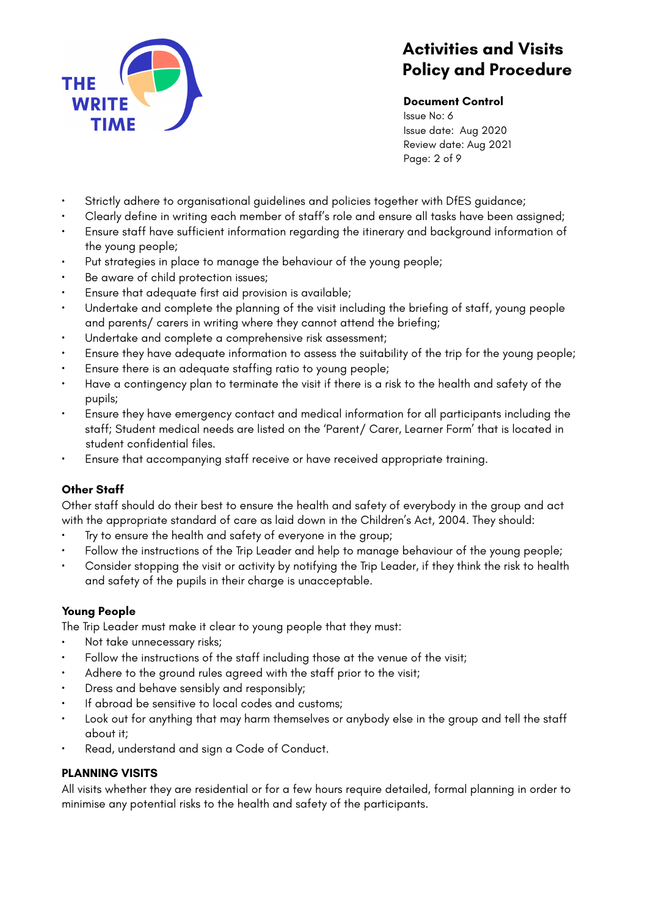- Strictly adhere to organisational guidelines and policies together with DfES guidance;
- Clearly define in writing each member of staff's role and ensure all tasks have been assigned;
- Ensure staff have sufficient information regarding the itinerary and background information of the young people;
- Put strategies in place to manage the behaviour of the young people;
- Be aware of child protection issues;
- Ensure that adequate first aid provision is available;
- Undertake and complete the planning of the visit including the briefing of staff, young people and parents/ carers in writing where they cannot attend the briefing;
- Undertake and complete a comprehensive risk assessment;
- Ensure they have adequate information to assess the suitability of the trip for the young people;
- Ensure there is an adequate staffing ratio to young people;
- Have a contingency plan to terminate the visit if there is a risk to the health and safety of the pupils;
- Ensure they have emergency contact and medical information for all participants including the staff; Student medical needs are listed on the 'Parent/ Carer, Learner Form' that is located in student confidential files.
- Ensure that accompanying staff receive or have received appropriate training.

**Other Staff**

Other staff should do their best to ensure the health and safety of everybody in the group and act with the appropriate standard of care as laid down in the Children's Act, 2004. They should:

- Try to ensure the health and safety of everyone in the group;
- Follow the instructions of the Trip Leader and help to manage behaviour of the young people;
- Consider stopping the visit or activity by notifying the Trip Leader, if they think the risk to health and safety of the pupils in their charge is unacceptable.

**Young People**

The Trip Leader must make it clear to young people that they must:

- Not take unnecessary risks;
- Follow the instructions of the staff including those at the venue of the visit;
- Adhere to the ground rules agreed with the staff prior to the visit;
- Dress and behave sensibly and responsibly;
- If abroad be sensitive to local codes and customs;
- Look out for anything that may harm themselves or anybody else in the group and tell the staff about it;
- Read, understand and sign a Code of Conduct.

**PLANNING VISITS**

All visits whether they are residential or for a few hours require detailed, formal planning in order to minimise any potential risks to the health and safety of the participants.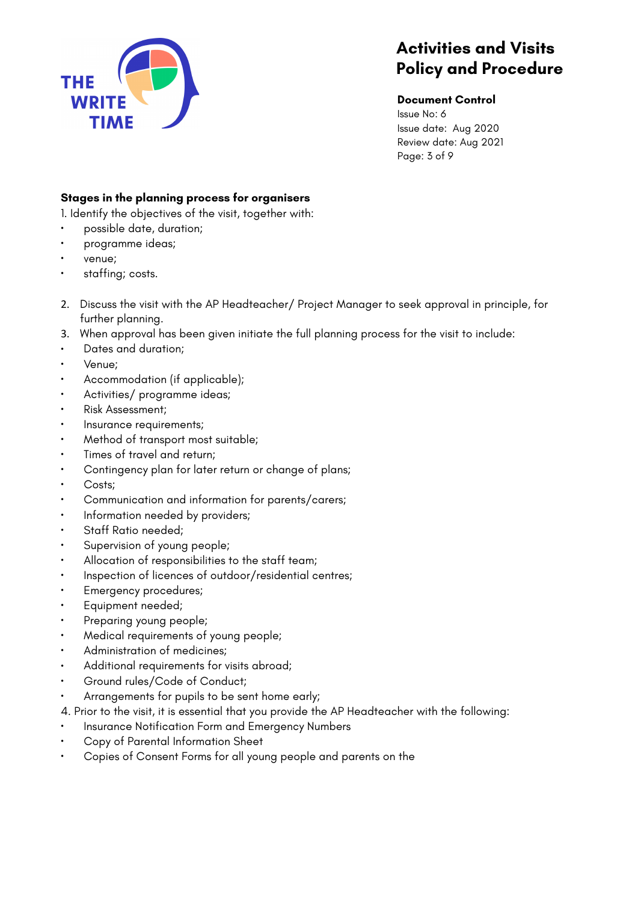**Stages in the planning process for organisers**

1. Identify the objectives of the visit, together with:

- possible date, duration;
- programme ideas;
- venue;
- staffing; costs.

2. Discuss the visit with the AP Headteacher/ Project Manager to seek approval in principle, for further planning.
3. When approval has been given initiate the full planning process for the visit to include:

- Dates and duration;
- Venue;
- Accommodation (if applicable);
- Activities/ programme ideas;
- Risk Assessment;
- Insurance requirements;
- Method of transport most suitable;
- Times of travel and return;
- Contingency plan for later return or change of plans;
- Costs;
- Communication and information for parents/carers;
- Information needed by providers;
- Staff Ratio needed;
- Supervision of young people;
- Allocation of responsibilities to the staff team;
- Inspection of licences of outdoor/residential centres;
- Emergency procedures;
- Equipment needed;
- Preparing young people;
- Medical requirements of young people;
- Administration of medicines;
- Additional requirements for visits abroad;
- Ground rules/Code of Conduct;
- Arrangements for pupils to be sent home early;

4. Prior to the visit, it is essential that you provide the AP Headteacher with the following:

- Insurance Notification Form and Emergency Numbers
- Copy of Parental Information Sheet
- Copies of Consent Forms for all young people and parents on the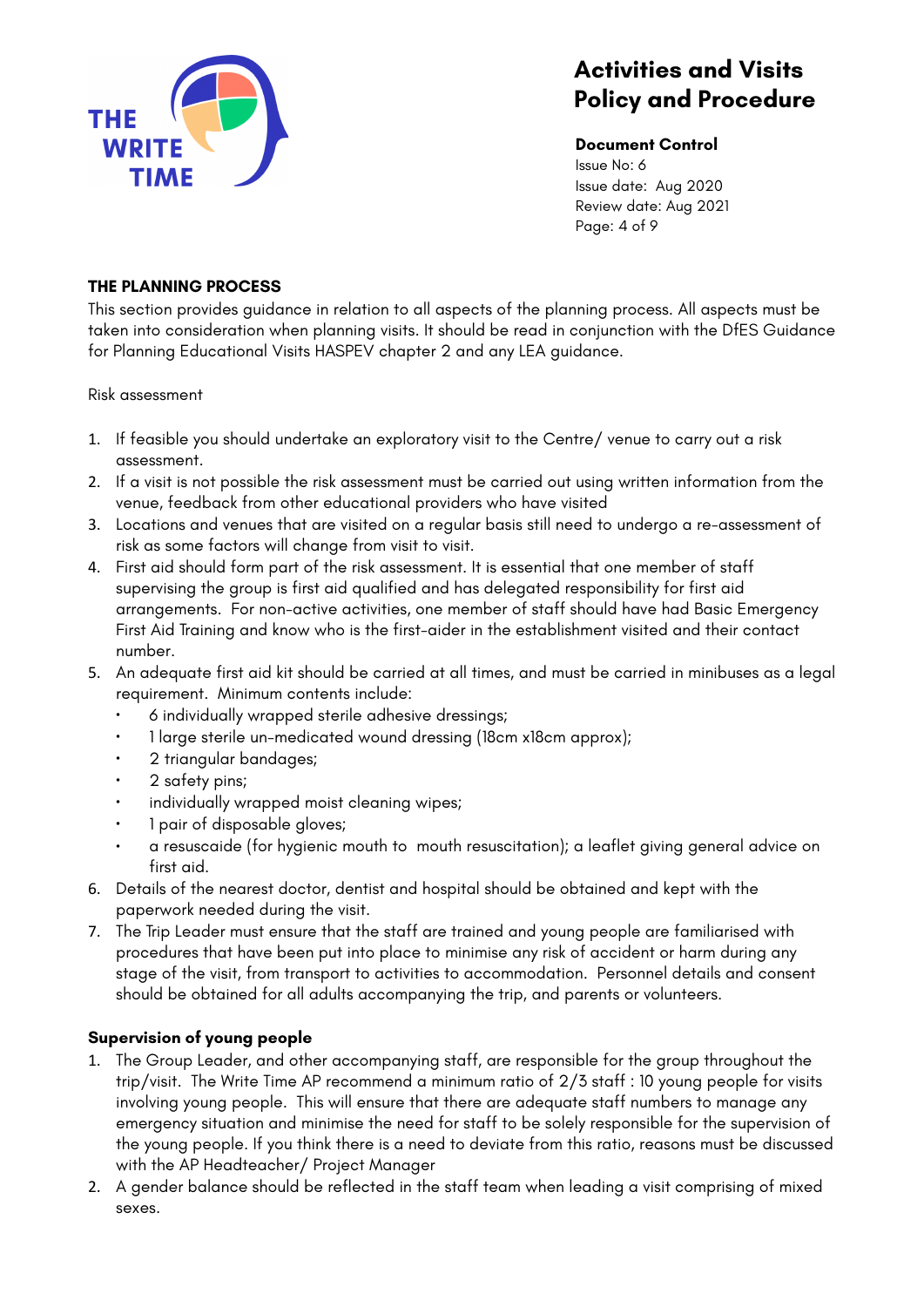## THE PLANNING PROCESS

This section provides guidance in relation to all aspects of the planning process. All aspects must be taken into consideration when planning visits. It should be read in conjunction with the DfES Guidance for Planning Educational Visits HASPEV chapter 2 and any LEA guidance.

Risk assessment

1. If feasible you should undertake an exploratory visit to the Centre/ venue to carry out a risk assessment.
2. If a visit is not possible the risk assessment must be carried out using written information from the venue, feedback from other educational providers who have visited
3. Locations and venues that are visited on a regular basis still need to undergo a re-assessment of risk as some factors will change from visit to visit.
4. First aid should form part of the risk assessment. It is essential that one member of staff supervising the group is first aid qualified and has delegated responsibility for first aid arrangements. For non-active activities, one member of staff should have had Basic Emergency First Aid Training and know who is the first-aider in the establishment visited and their contact number.
5. An adequate first aid kit should be carried at all times, and must be carried in minibuses as a legal requirement. Minimum contents include:
   - 6 individually wrapped sterile adhesive dressings;
   - 1 large sterile un-medicated wound dressing (18cm x18cm approx);
   - 2 triangular bandages;
   - 2 safety pins;
   - individually wrapped moist cleaning wipes;
   - 1 pair of disposable gloves;
   - a resuscaide (for hygienic mouth to mouth resuscitation); a leaflet giving general advice on first aid.
6. Details of the nearest doctor, dentist and hospital should be obtained and kept with the paperwork needed during the visit.
7. The Trip Leader must ensure that the staff are trained and young people are familiarised with procedures that have been put into place to minimise any risk of accident or harm during any stage of the visit, from transport to activities to accommodation. Personnel details and consent should be obtained for all adults accompanying the trip, and parents or volunteers.

### Supervision of young people

1. The Group Leader, and other accompanying staff, are responsible for the group throughout the trip/visit. The Write Time AP recommend a minimum ratio of 2/3 staff : 10 young people for visits involving young people. This will ensure that there are adequate staff numbers to manage any emergency situation and minimise the need for staff to be solely responsible for the supervision of the young people. If you think there is a need to deviate from this ratio, reasons must be discussed with the AP Headteacher/ Project Manager
2. A gender balance should be reflected in the staff team when leading a visit comprising of mixed sexes.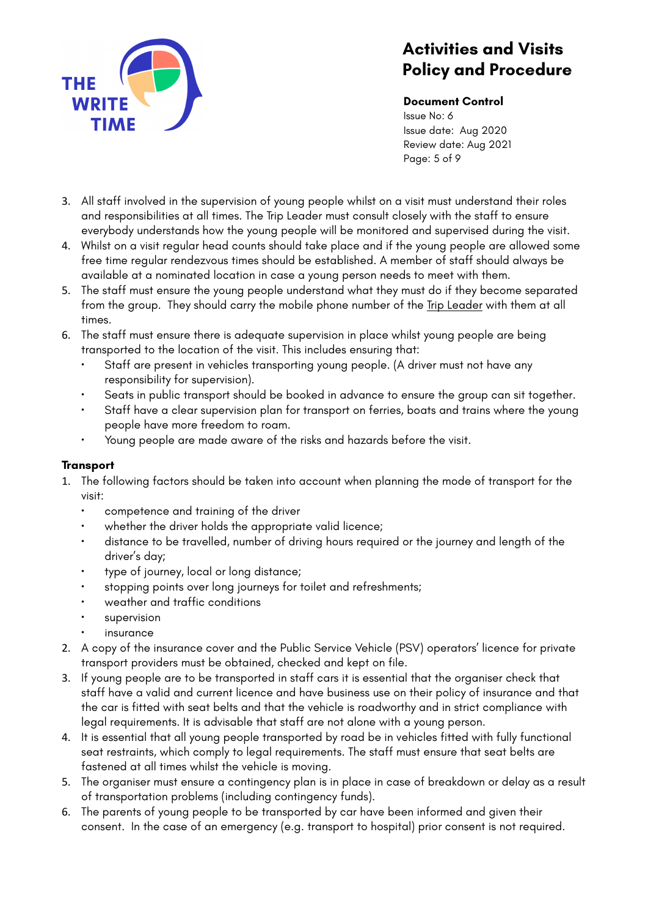3. All staff involved in the supervision of young people whilst on a visit must understand their roles and responsibilities at all times. The Trip Leader must consult closely with the staff to ensure everybody understands how the young people will be monitored and supervised during the visit.
4. Whilst on a visit regular head counts should take place and if the young people are allowed some free time regular rendezvous times should be established. A member of staff should always be available at a nominated location in case a young person needs to meet with them.
5. The staff must ensure the young people understand what they must do if they become separated from the group. They should carry the mobile phone number of the Trip Leader with them at all times.
6. The staff must ensure there is adequate supervision in place whilst young people are being transported to the location of the visit. This includes ensuring that:
    - Staff are present in vehicles transporting young people. (A driver must not have any responsibility for supervision).
    - Seats in public transport should be booked in advance to ensure the group can sit together.
    - Staff have a clear supervision plan for transport on ferries, boats and trains where the young people have more freedom to roam.
    - Young people are made aware of the risks and hazards before the visit.

**Transport**

1. The following factors should be taken into account when planning the mode of transport for the visit:
    - competence and training of the driver
    - whether the driver holds the appropriate valid licence;
    - distance to be travelled, number of driving hours required or the journey and length of the driver's day;
    - type of journey, local or long distance;
    - stopping points over long journeys for toilet and refreshments;
    - weather and traffic conditions
    - supervision
    - insurance
2. A copy of the insurance cover and the Public Service Vehicle (PSV) operators' licence for private transport providers must be obtained, checked and kept on file.
3. If young people are to be transported in staff cars it is essential that the organiser check that staff have a valid and current licence and have business use on their policy of insurance and that the car is fitted with seat belts and that the vehicle is roadworthy and in strict compliance with legal requirements. It is advisable that staff are not alone with a young person.
4. It is essential that all young people transported by road be in vehicles fitted with fully functional seat restraints, which comply to legal requirements. The staff must ensure that seat belts are fastened at all times whilst the vehicle is moving.
5. The organiser must ensure a contingency plan is in place in case of breakdown or delay as a result of transportation problems (including contingency funds).
6. The parents of young people to be transported by car have been informed and given their consent. In the case of an emergency (e.g. transport to hospital) prior consent is not required.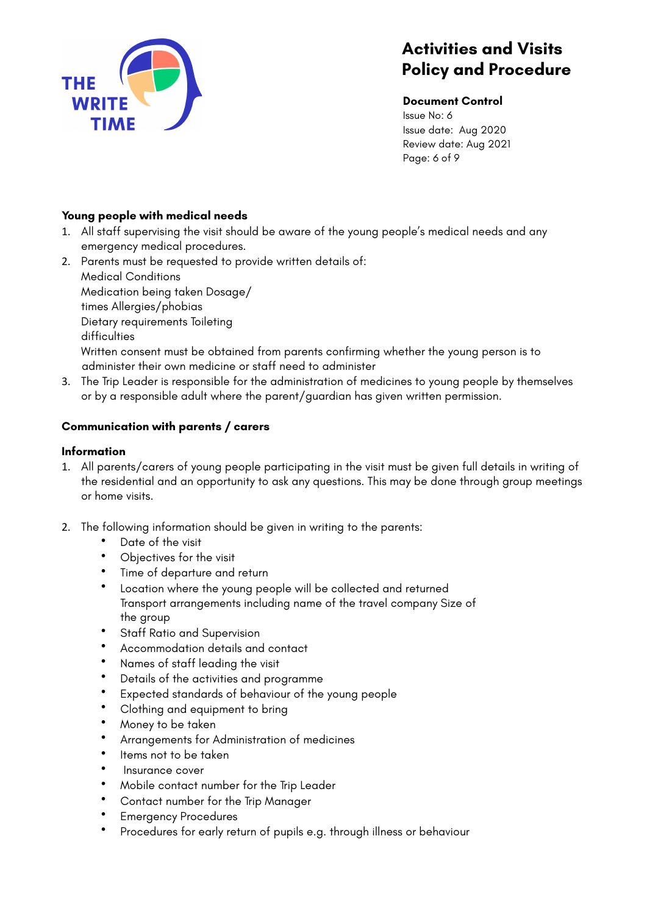# Activities and Visits Policy and Procedure

## Young people with medical needs

1. All staff supervising the visit should be aware of the young people's medical needs and any emergency medical procedures.
2. Parents must be requested to provide written details of:
   Medical Conditions
   Medication being taken Dosage/
   times Allergies/phobias
   Dietary requirements Toileting
   difficulties
   Written consent must be obtained from parents confirming whether the young person is to administer their own medicine or staff need to administer
3. The Trip Leader is responsible for the administration of medicines to young people by themselves or by a responsible adult where the parent/guardian has given written permission.

## Communication with parents / carers

### Information

1. All parents/carers of young people participating in the visit must be given full details in writing of the residential and an opportunity to ask any questions. This may be done through group meetings or home visits.

2. The following information should be given in writing to the parents:
   - Date of the visit
   - Objectives for the visit
   - Time of departure and return
   - Location where the young people will be collected and returned
     Transport arrangements including name of the travel company Size of the group
   - Staff Ratio and Supervision
   - Accommodation details and contact
   - Names of staff leading the visit
   - Details of the activities and programme
   - Expected standards of behaviour of the young people
   - Clothing and equipment to bring
   - Money to be taken
   - Arrangements for Administration of medicines
   - Items not to be taken
   - Insurance cover
   - Mobile contact number for the Trip Leader
   - Contact number for the Trip Manager
   - Emergency Procedures
   - Procedures for early return of pupils e.g. through illness or behaviour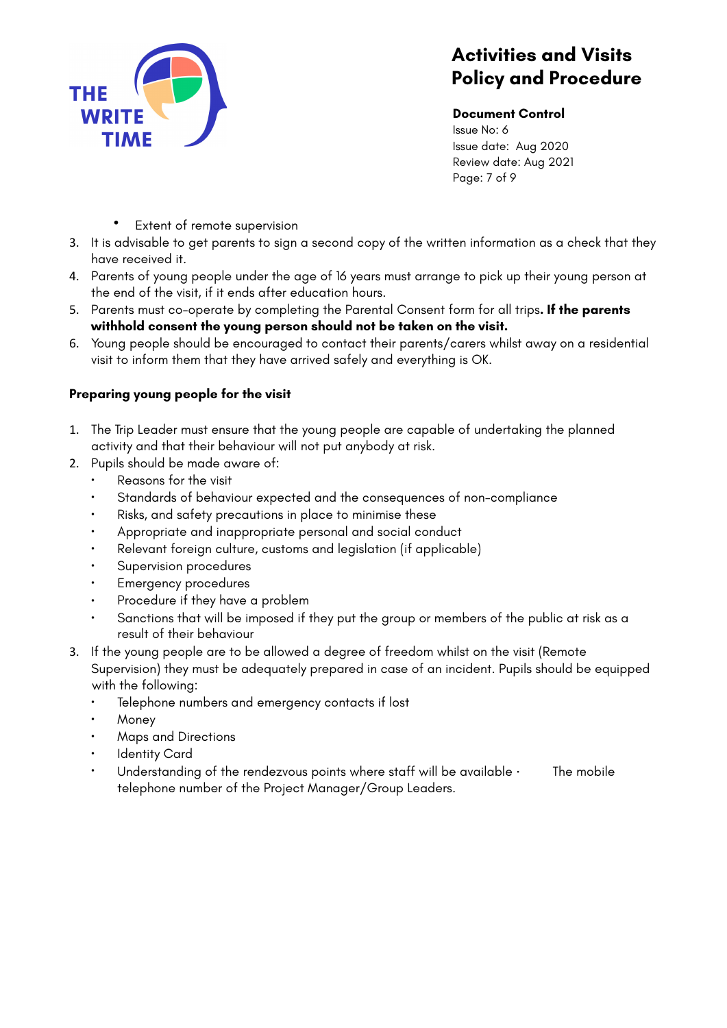- Extent of remote supervision

3. It is advisable to get parents to sign a second copy of the written information as a check that they have received it.
4. Parents of young people under the age of 16 years must arrange to pick up their young person at the end of the visit, if it ends after education hours.
5. Parents must co-operate by completing the Parental Consent form for all trips**. If the parents withhold consent the young person should not be taken on the visit.**
6. Young people should be encouraged to contact their parents/carers whilst away on a residential visit to inform them that they have arrived safely and everything is OK.

**Preparing young people for the visit**

1. The Trip Leader must ensure that the young people are capable of undertaking the planned activity and that their behaviour will not put anybody at risk.
2. Pupils should be made aware of:
   - Reasons for the visit
   - Standards of behaviour expected and the consequences of non-compliance
   - Risks, and safety precautions in place to minimise these
   - Appropriate and inappropriate personal and social conduct
   - Relevant foreign culture, customs and legislation (if applicable)
   - Supervision procedures
   - Emergency procedures
   - Procedure if they have a problem
   - Sanctions that will be imposed if they put the group or members of the public at risk as a result of their behaviour
3. If the young people are to be allowed a degree of freedom whilst on the visit (Remote Supervision) they must be adequately prepared in case of an incident. Pupils should be equipped with the following:
   - Telephone numbers and emergency contacts if lost
   - Money
   - Maps and Directions
   - Identity Card
   - Understanding of the rendezvous points where staff will be available · The mobile telephone number of the Project Manager/Group Leaders.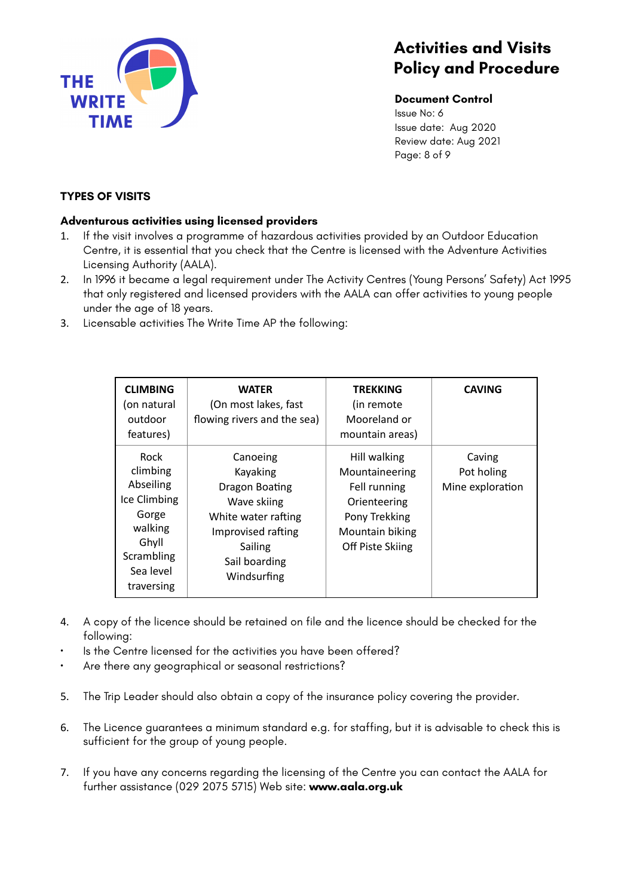## TYPES OF VISITS

### Adventurous activities using licensed providers

1. If the visit involves a programme of hazardous activities provided by an Outdoor Education Centre, it is essential that you check that the Centre is licensed with the Adventure Activities Licensing Authority (AALA).
2. In 1996 it became a legal requirement under The Activity Centres (Young Persons' Safety) Act 1995 that only registered and licensed providers with the AALA can offer activities to young people under the age of 18 years.
3. Licensable activities The Write Time AP the following:

| **CLIMBING** (on natural outdoor features) | **WATER** (On most lakes, fast flowing rivers and the sea) | **TREKKING** (in remote Mooreland or mountain areas) | **CAVING** |
|---|---|---|---|
| Rock climbing<br>Abseiling<br>Ice Climbing<br>Gorge walking<br>Ghyll Scrambling<br>Sea level traversing | Canoeing<br>Kayaking<br>Dragon Boating<br>Wave skiing<br>White water rafting<br>Improvised rafting<br>Sailing<br>Sail boarding<br>Windsurfing | Hill walking<br>Mountaineering<br>Fell running<br>Orienteering<br>Pony Trekking<br>Mountain biking<br>Off Piste Skiing | Caving<br>Pot holing<br>Mine exploration |

4. A copy of the licence should be retained on file and the licence should be checked for the following:

- Is the Centre licensed for the activities you have been offered?
- Are there any geographical or seasonal restrictions?

5. The Trip Leader should also obtain a copy of the insurance policy covering the provider.

6. The Licence guarantees a minimum standard e.g. for staffing, but it is advisable to check this is sufficient for the group of young people.

7. If you have any concerns regarding the licensing of the Centre you can contact the AALA for further assistance (029 2075 5715) Web site: **www.aala.org.uk**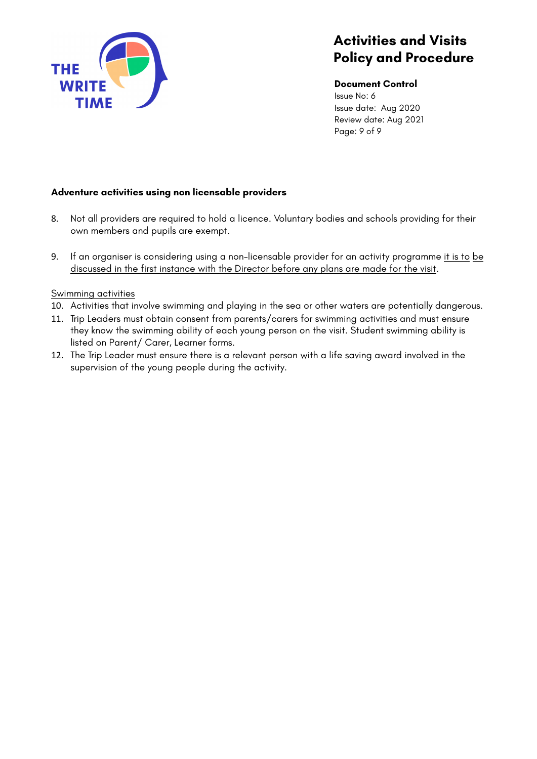**Adventure activities using non licensable providers**

8. Not all providers are required to hold a licence. Voluntary bodies and schools providing for their own members and pupils are exempt.

9. If an organiser is considering using a non-licensable provider for an activity programme it is to be discussed in the first instance with the Director before any plans are made for the visit.

Swimming activities

10. Activities that involve swimming and playing in the sea or other waters are potentially dangerous.
11. Trip Leaders must obtain consent from parents/carers for swimming activities and must ensure they know the swimming ability of each young person on the visit. Student swimming ability is listed on Parent/ Carer, Learner forms.
12. The Trip Leader must ensure there is a relevant person with a life saving award involved in the supervision of the young people during the activity.